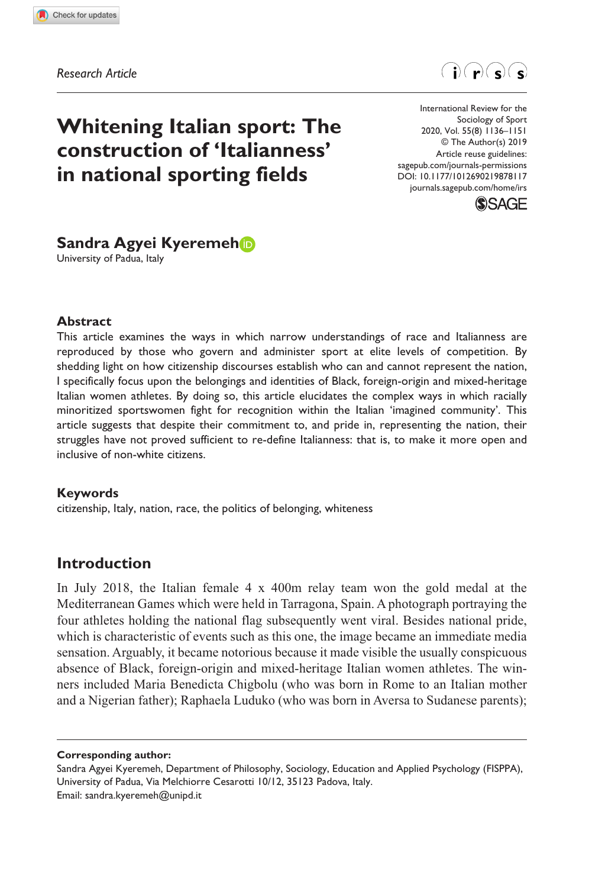*Research Article*

# Whitening Italian sport: The construction of 'Italianness' in national sporting fields

International Review for the Sociology of Sport
2020, Vol. 55(8) 1136–1151
© The Author(s) 2019
Article reuse guidelines:
sagepub.com/journals-permissions
DOI: 10.1177/1012690219878117
journals.sagepub.com/home/irs

**Sandra Agyei Kyeremeh**
University of Padua, Italy

## Abstract

This article examines the ways in which narrow understandings of race and Italianness are reproduced by those who govern and administer sport at elite levels of competition. By shedding light on how citizenship discourses establish who can and cannot represent the nation, I specifically focus upon the belongings and identities of Black, foreign-origin and mixed-heritage Italian women athletes. By doing so, this article elucidates the complex ways in which racially minoritized sportswomen fight for recognition within the Italian 'imagined community'. This article suggests that despite their commitment to, and pride in, representing the nation, their struggles have not proved sufficient to re-define Italianness: that is, to make it more open and inclusive of non-white citizens.

## Keywords

citizenship, Italy, nation, race, the politics of belonging, whiteness

## Introduction

In July 2018, the Italian female 4 x 400m relay team won the gold medal at the Mediterranean Games which were held in Tarragona, Spain. A photograph portraying the four athletes holding the national flag subsequently went viral. Besides national pride, which is characteristic of events such as this one, the image became an immediate media sensation. Arguably, it became notorious because it made visible the usually conspicuous absence of Black, foreign-origin and mixed-heritage Italian women athletes. The winners included Maria Benedicta Chigbolu (who was born in Rome to an Italian mother and a Nigerian father); Raphaela Luduko (who was born in Aversa to Sudanese parents);

**Corresponding author:**
Sandra Agyei Kyeremeh, Department of Philosophy, Sociology, Education and Applied Psychology (FISPPA), University of Padua, Via Melchiorre Cesarotti 10/12, 35123 Padova, Italy.
Email: sandra.kyeremeh@unipd.it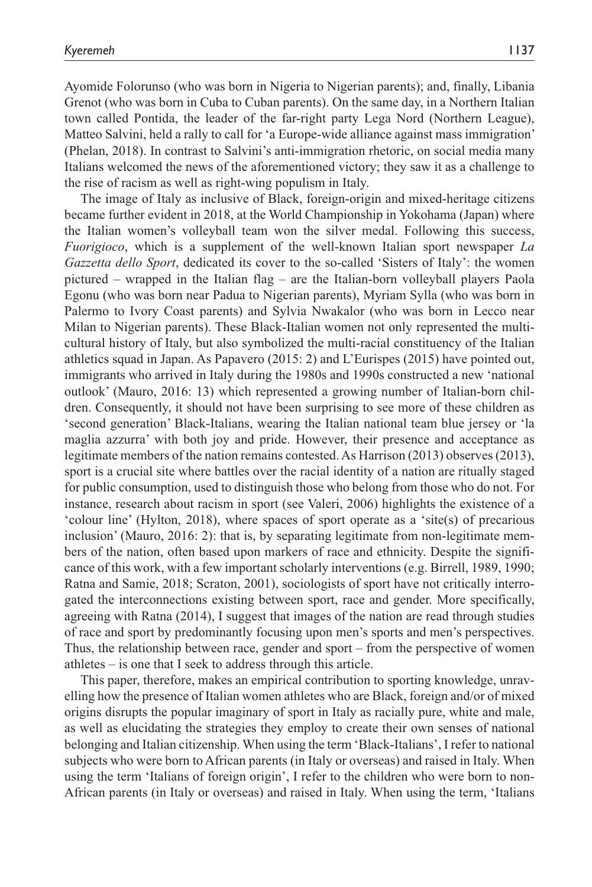Ayomide Folorunso (who was born in Nigeria to Nigerian parents); and, finally, Libania Grenot (who was born in Cuba to Cuban parents). On the same day, in a Northern Italian town called Pontida, the leader of the far-right party Lega Nord (Northern League), Matteo Salvini, held a rally to call for 'a Europe-wide alliance against mass immigration' (Phelan, 2018). In contrast to Salvini's anti-immigration rhetoric, on social media many Italians welcomed the news of the aforementioned victory; they saw it as a challenge to the rise of racism as well as right-wing populism in Italy.

The image of Italy as inclusive of Black, foreign-origin and mixed-heritage citizens became further evident in 2018, at the World Championship in Yokohama (Japan) where the Italian women's volleyball team won the silver medal. Following this success, *Fuorigioco*, which is a supplement of the well-known Italian sport newspaper *La Gazzetta dello Sport*, dedicated its cover to the so-called 'Sisters of Italy': the women pictured – wrapped in the Italian flag – are the Italian-born volleyball players Paola Egonu (who was born near Padua to Nigerian parents), Myriam Sylla (who was born in Palermo to Ivory Coast parents) and Sylvia Nwakalor (who was born in Lecco near Milan to Nigerian parents). These Black-Italian women not only represented the multi-cultural history of Italy, but also symbolized the multi-racial constituency of the Italian athletics squad in Japan. As Papavero (2015: 2) and L'Eurispes (2015) have pointed out, immigrants who arrived in Italy during the 1980s and 1990s constructed a new 'national outlook' (Mauro, 2016: 13) which represented a growing number of Italian-born children. Consequently, it should not have been surprising to see more of these children as 'second generation' Black-Italians, wearing the Italian national team blue jersey or 'la maglia azzurra' with both joy and pride. However, their presence and acceptance as legitimate members of the nation remains contested. As Harrison (2013) observes (2013), sport is a crucial site where battles over the racial identity of a nation are ritually staged for public consumption, used to distinguish those who belong from those who do not. For instance, research about racism in sport (see Valeri, 2006) highlights the existence of a 'colour line' (Hylton, 2018), where spaces of sport operate as a 'site(s) of precarious inclusion' (Mauro, 2016: 2): that is, by separating legitimate from non-legitimate members of the nation, often based upon markers of race and ethnicity. Despite the significance of this work, with a few important scholarly interventions (e.g. Birrell, 1989, 1990; Ratna and Samie, 2018; Scraton, 2001), sociologists of sport have not critically interrogated the interconnections existing between sport, race and gender. More specifically, agreeing with Ratna (2014), I suggest that images of the nation are read through studies of race and sport by predominantly focusing upon men's sports and men's perspectives. Thus, the relationship between race, gender and sport – from the perspective of women athletes – is one that I seek to address through this article.

This paper, therefore, makes an empirical contribution to sporting knowledge, unravelling how the presence of Italian women athletes who are Black, foreign and/or of mixed origins disrupts the popular imaginary of sport in Italy as racially pure, white and male, as well as elucidating the strategies they employ to create their own senses of national belonging and Italian citizenship. When using the term 'Black-Italians', I refer to national subjects who were born to African parents (in Italy or overseas) and raised in Italy. When using the term 'Italians of foreign origin', I refer to the children who were born to non-African parents (in Italy or overseas) and raised in Italy. When using the term, 'Italians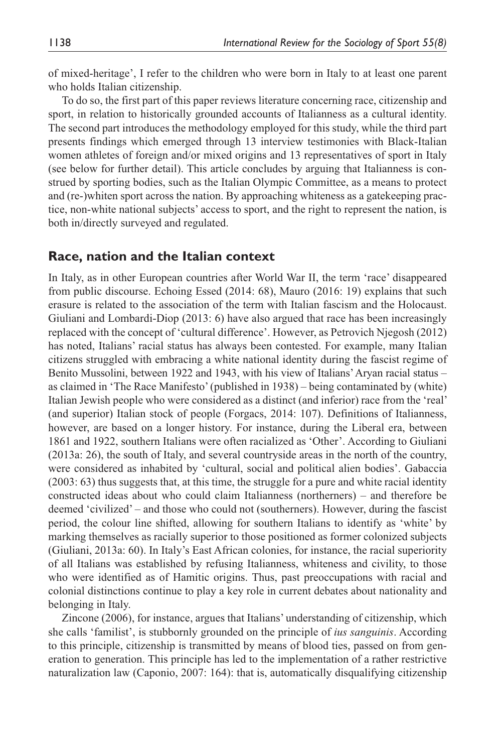of mixed-heritage', I refer to the children who were born in Italy to at least one parent who holds Italian citizenship.

To do so, the first part of this paper reviews literature concerning race, citizenship and sport, in relation to historically grounded accounts of Italianness as a cultural identity. The second part introduces the methodology employed for this study, while the third part presents findings which emerged through 13 interview testimonies with Black-Italian women athletes of foreign and/or mixed origins and 13 representatives of sport in Italy (see below for further detail). This article concludes by arguing that Italianness is construed by sporting bodies, such as the Italian Olympic Committee, as a means to protect and (re-)whiten sport across the nation. By approaching whiteness as a gatekeeping practice, non-white national subjects' access to sport, and the right to represent the nation, is both in/directly surveyed and regulated.

## Race, nation and the Italian context

In Italy, as in other European countries after World War II, the term 'race' disappeared from public discourse. Echoing Essed (2014: 68), Mauro (2016: 19) explains that such erasure is related to the association of the term with Italian fascism and the Holocaust. Giuliani and Lombardi-Diop (2013: 6) have also argued that race has been increasingly replaced with the concept of 'cultural difference'. However, as Petrovich Njegosh (2012) has noted, Italians' racial status has always been contested. For example, many Italian citizens struggled with embracing a white national identity during the fascist regime of Benito Mussolini, between 1922 and 1943, with his view of Italians' Aryan racial status – as claimed in 'The Race Manifesto' (published in 1938) – being contaminated by (white) Italian Jewish people who were considered as a distinct (and inferior) race from the 'real' (and superior) Italian stock of people (Forgacs, 2014: 107). Definitions of Italianness, however, are based on a longer history. For instance, during the Liberal era, between 1861 and 1922, southern Italians were often racialized as 'Other'. According to Giuliani (2013a: 26), the south of Italy, and several countryside areas in the north of the country, were considered as inhabited by 'cultural, social and political alien bodies'. Gabaccia (2003: 63) thus suggests that, at this time, the struggle for a pure and white racial identity constructed ideas about who could claim Italianness (northerners) – and therefore be deemed 'civilized' – and those who could not (southerners). However, during the fascist period, the colour line shifted, allowing for southern Italians to identify as 'white' by marking themselves as racially superior to those positioned as former colonized subjects (Giuliani, 2013a: 60). In Italy's East African colonies, for instance, the racial superiority of all Italians was established by refusing Italianness, whiteness and civility, to those who were identified as of Hamitic origins. Thus, past preoccupations with racial and colonial distinctions continue to play a key role in current debates about nationality and belonging in Italy.

Zincone (2006), for instance, argues that Italians' understanding of citizenship, which she calls 'familist', is stubbornly grounded on the principle of *ius sanguinis*. According to this principle, citizenship is transmitted by means of blood ties, passed on from generation to generation. This principle has led to the implementation of a rather restrictive naturalization law (Caponio, 2007: 164): that is, automatically disqualifying citizenship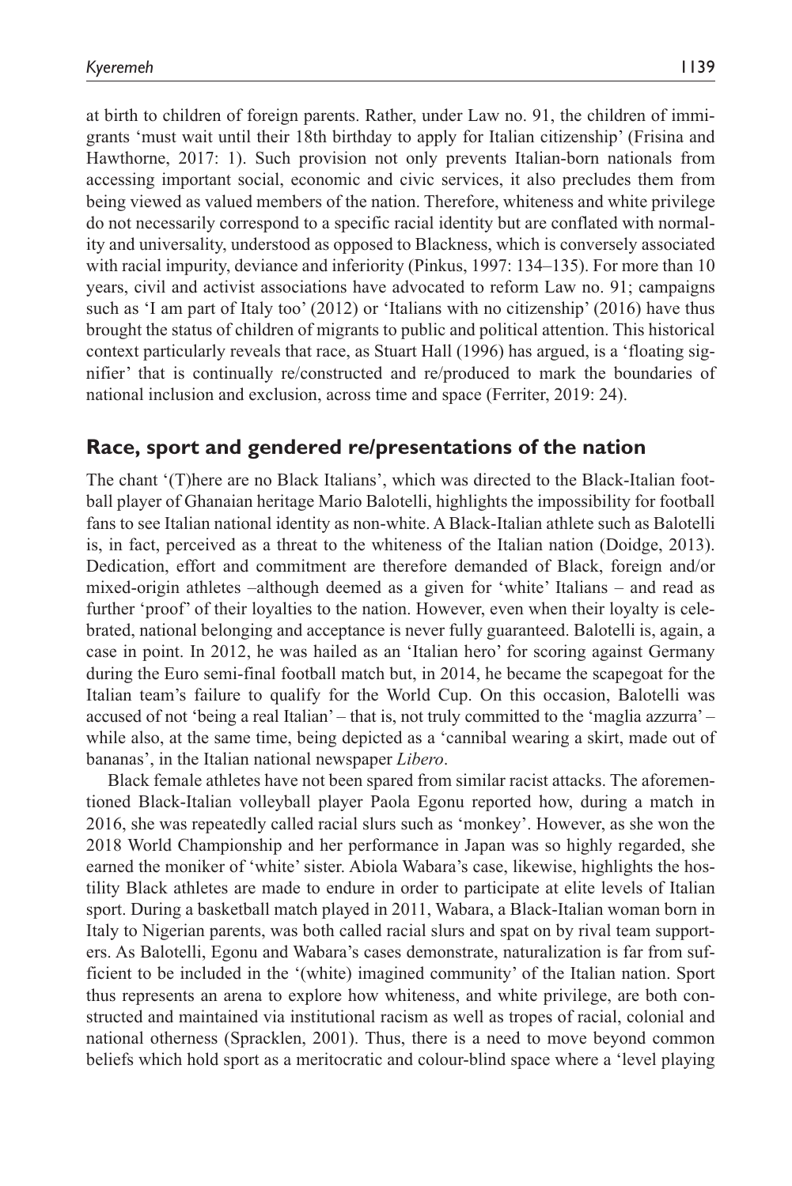at birth to children of foreign parents. Rather, under Law no. 91, the children of immigrants 'must wait until their 18th birthday to apply for Italian citizenship' (Frisina and Hawthorne, 2017: 1). Such provision not only prevents Italian-born nationals from accessing important social, economic and civic services, it also precludes them from being viewed as valued members of the nation. Therefore, whiteness and white privilege do not necessarily correspond to a specific racial identity but are conflated with normality and universality, understood as opposed to Blackness, which is conversely associated with racial impurity, deviance and inferiority (Pinkus, 1997: 134–135). For more than 10 years, civil and activist associations have advocated to reform Law no. 91; campaigns such as 'I am part of Italy too' (2012) or 'Italians with no citizenship' (2016) have thus brought the status of children of migrants to public and political attention. This historical context particularly reveals that race, as Stuart Hall (1996) has argued, is a 'floating signifier' that is continually re/constructed and re/produced to mark the boundaries of national inclusion and exclusion, across time and space (Ferriter, 2019: 24).

## Race, sport and gendered re/presentations of the nation

The chant '(T)here are no Black Italians', which was directed to the Black-Italian football player of Ghanaian heritage Mario Balotelli, highlights the impossibility for football fans to see Italian national identity as non-white. A Black-Italian athlete such as Balotelli is, in fact, perceived as a threat to the whiteness of the Italian nation (Doidge, 2013). Dedication, effort and commitment are therefore demanded of Black, foreign and/or mixed-origin athletes –although deemed as a given for 'white' Italians – and read as further 'proof' of their loyalties to the nation. However, even when their loyalty is celebrated, national belonging and acceptance is never fully guaranteed. Balotelli is, again, a case in point. In 2012, he was hailed as an 'Italian hero' for scoring against Germany during the Euro semi-final football match but, in 2014, he became the scapegoat for the Italian team's failure to qualify for the World Cup. On this occasion, Balotelli was accused of not 'being a real Italian' – that is, not truly committed to the 'maglia azzurra' – while also, at the same time, being depicted as a 'cannibal wearing a skirt, made out of bananas', in the Italian national newspaper *Libero*.

Black female athletes have not been spared from similar racist attacks. The aforementioned Black-Italian volleyball player Paola Egonu reported how, during a match in 2016, she was repeatedly called racial slurs such as 'monkey'. However, as she won the 2018 World Championship and her performance in Japan was so highly regarded, she earned the moniker of 'white' sister. Abiola Wabara's case, likewise, highlights the hostility Black athletes are made to endure in order to participate at elite levels of Italian sport. During a basketball match played in 2011, Wabara, a Black-Italian woman born in Italy to Nigerian parents, was both called racial slurs and spat on by rival team supporters. As Balotelli, Egonu and Wabara's cases demonstrate, naturalization is far from sufficient to be included in the '(white) imagined community' of the Italian nation. Sport thus represents an arena to explore how whiteness, and white privilege, are both constructed and maintained via institutional racism as well as tropes of racial, colonial and national otherness (Spracklen, 2001). Thus, there is a need to move beyond common beliefs which hold sport as a meritocratic and colour-blind space where a 'level playing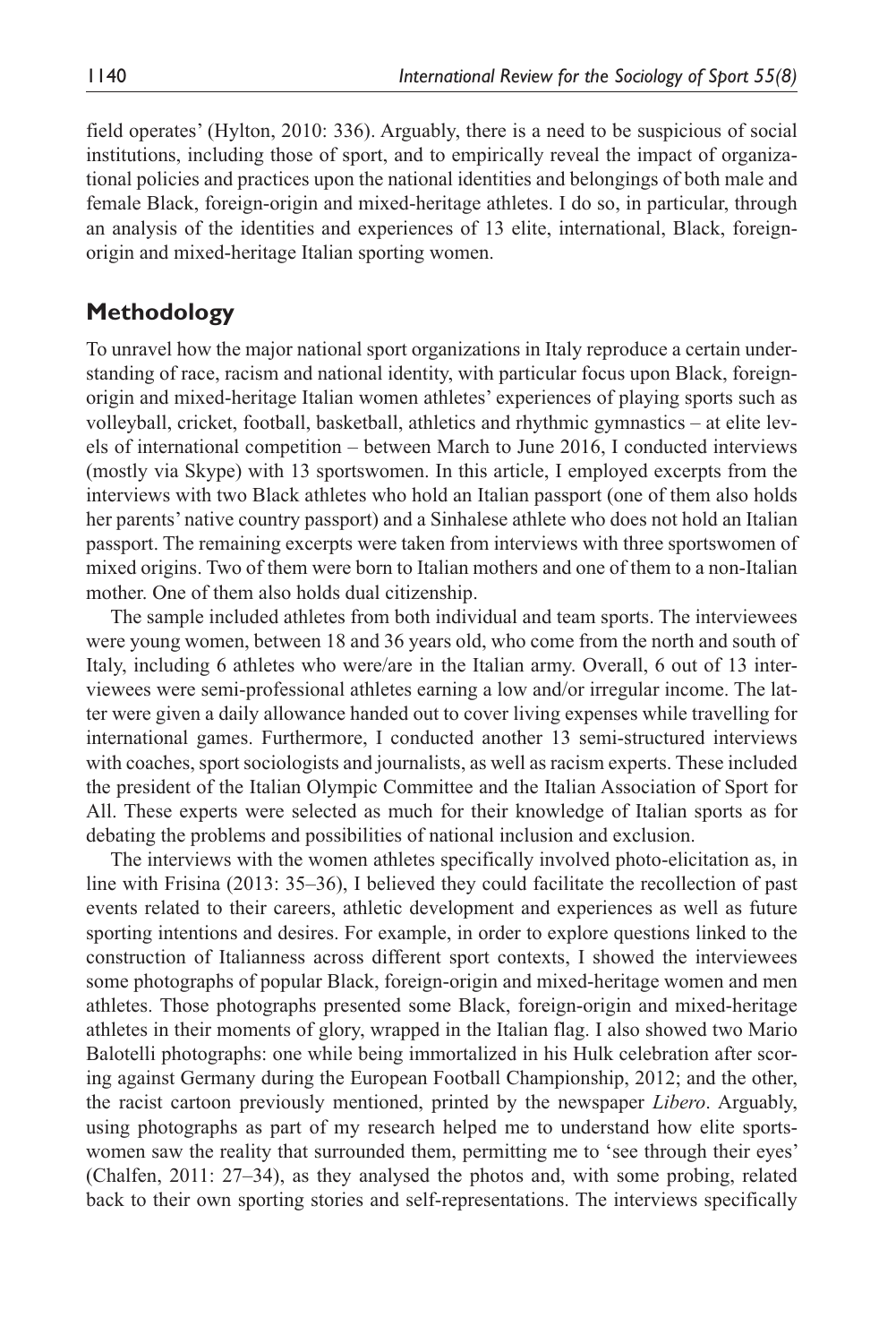field operates' (Hylton, 2010: 336). Arguably, there is a need to be suspicious of social institutions, including those of sport, and to empirically reveal the impact of organizational policies and practices upon the national identities and belongings of both male and female Black, foreign-origin and mixed-heritage athletes. I do so, in particular, through an analysis of the identities and experiences of 13 elite, international, Black, foreign-origin and mixed-heritage Italian sporting women.

## Methodology

To unravel how the major national sport organizations in Italy reproduce a certain understanding of race, racism and national identity, with particular focus upon Black, foreign-origin and mixed-heritage Italian women athletes' experiences of playing sports such as volleyball, cricket, football, basketball, athletics and rhythmic gymnastics – at elite levels of international competition – between March to June 2016, I conducted interviews (mostly via Skype) with 13 sportswomen. In this article, I employed excerpts from the interviews with two Black athletes who hold an Italian passport (one of them also holds her parents' native country passport) and a Sinhalese athlete who does not hold an Italian passport. The remaining excerpts were taken from interviews with three sportswomen of mixed origins. Two of them were born to Italian mothers and one of them to a non-Italian mother. One of them also holds dual citizenship.

The sample included athletes from both individual and team sports. The interviewees were young women, between 18 and 36 years old, who come from the north and south of Italy, including 6 athletes who were/are in the Italian army. Overall, 6 out of 13 interviewees were semi-professional athletes earning a low and/or irregular income. The latter were given a daily allowance handed out to cover living expenses while travelling for international games. Furthermore, I conducted another 13 semi-structured interviews with coaches, sport sociologists and journalists, as well as racism experts. These included the president of the Italian Olympic Committee and the Italian Association of Sport for All. These experts were selected as much for their knowledge of Italian sports as for debating the problems and possibilities of national inclusion and exclusion.

The interviews with the women athletes specifically involved photo-elicitation as, in line with Frisina (2013: 35–36), I believed they could facilitate the recollection of past events related to their careers, athletic development and experiences as well as future sporting intentions and desires. For example, in order to explore questions linked to the construction of Italianness across different sport contexts, I showed the interviewees some photographs of popular Black, foreign-origin and mixed-heritage women and men athletes. Those photographs presented some Black, foreign-origin and mixed-heritage athletes in their moments of glory, wrapped in the Italian flag. I also showed two Mario Balotelli photographs: one while being immortalized in his Hulk celebration after scoring against Germany during the European Football Championship, 2012; and the other, the racist cartoon previously mentioned, printed by the newspaper *Libero*. Arguably, using photographs as part of my research helped me to understand how elite sportswomen saw the reality that surrounded them, permitting me to 'see through their eyes' (Chalfen, 2011: 27–34), as they analysed the photos and, with some probing, related back to their own sporting stories and self-representations. The interviews specifically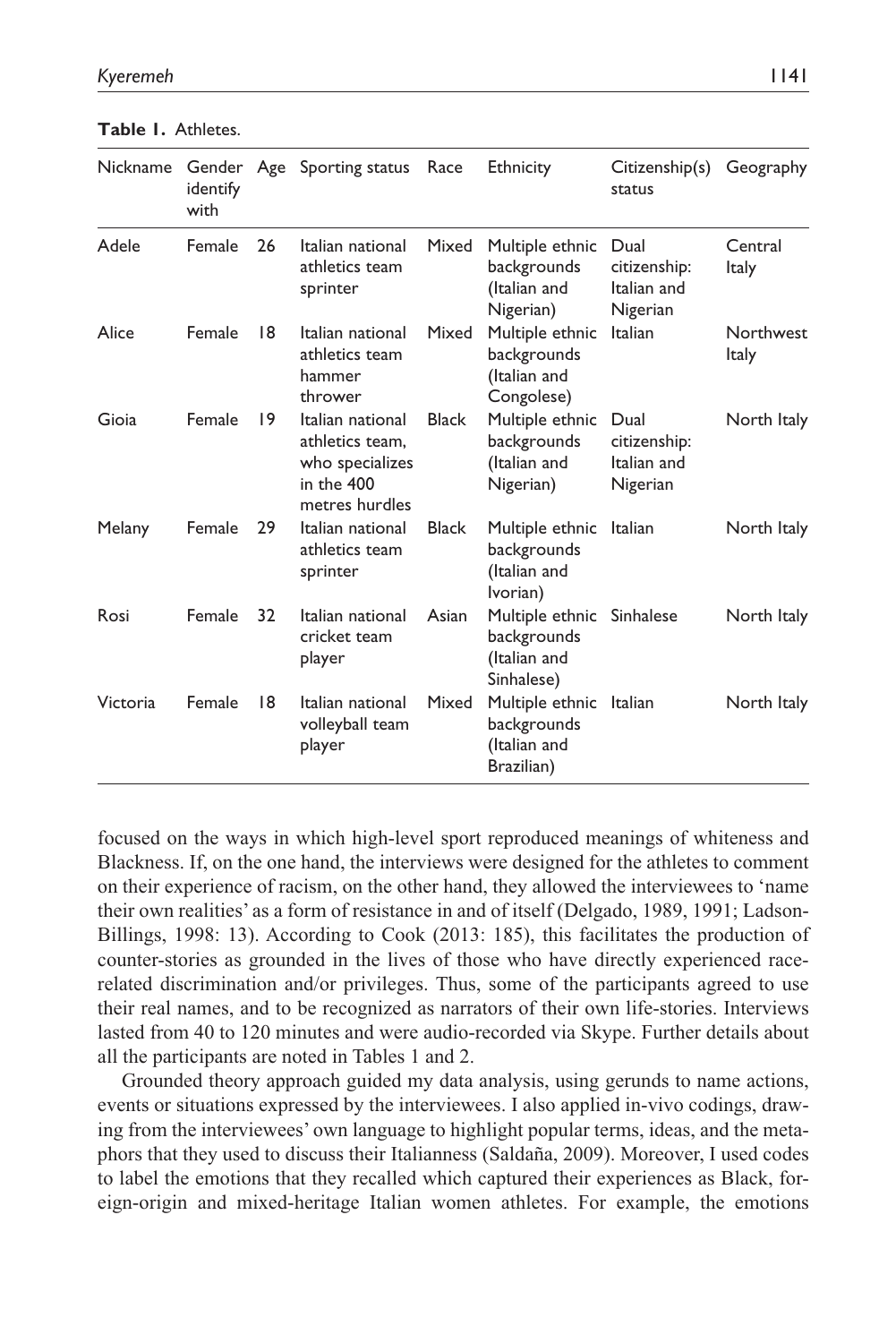**Table 1.** Athletes.

| Nickname | Gender identify with | Age | Sporting status | Race | Ethnicity | Citizenship(s) status | Geography |
|---|---|---|---|---|---|---|---|
| Adele | Female | 26 | Italian national athletics team sprinter | Mixed | Multiple ethnic backgrounds (Italian and Nigerian) | Dual citizenship: Italian and Nigerian | Central Italy |
| Alice | Female | 18 | Italian national athletics team hammer thrower | Mixed | Multiple ethnic backgrounds (Italian and Congolese) | Italian | Northwest Italy |
| Gioia | Female | 19 | Italian national athletics team, who specializes in the 400 metres hurdles | Black | Multiple ethnic backgrounds (Italian and Nigerian) | Dual citizenship: Italian and Nigerian | North Italy |
| Melany | Female | 29 | Italian national athletics team sprinter | Black | Multiple ethnic backgrounds (Italian and Ivorian) | Italian | North Italy |
| Rosi | Female | 32 | Italian national cricket team player | Asian | Multiple ethnic backgrounds (Italian and Sinhalese) | Sinhalese | North Italy |
| Victoria | Female | 18 | Italian national volleyball team player | Mixed | Multiple ethnic backgrounds (Italian and Brazilian) | Italian | North Italy |

focused on the ways in which high-level sport reproduced meanings of whiteness and Blackness. If, on the one hand, the interviews were designed for the athletes to comment on their experience of racism, on the other hand, they allowed the interviewees to 'name their own realities' as a form of resistance in and of itself (Delgado, 1989, 1991; Ladson-Billings, 1998: 13). According to Cook (2013: 185), this facilitates the production of counter-stories as grounded in the lives of those who have directly experienced race-related discrimination and/or privileges. Thus, some of the participants agreed to use their real names, and to be recognized as narrators of their own life-stories. Interviews lasted from 40 to 120 minutes and were audio-recorded via Skype. Further details about all the participants are noted in Tables 1 and 2.

Grounded theory approach guided my data analysis, using gerunds to name actions, events or situations expressed by the interviewees. I also applied in-vivo codings, drawing from the interviewees' own language to highlight popular terms, ideas, and the metaphors that they used to discuss their Italianness (Saldaña, 2009). Moreover, I used codes to label the emotions that they recalled which captured their experiences as Black, foreign-origin and mixed-heritage Italian women athletes. For example, the emotions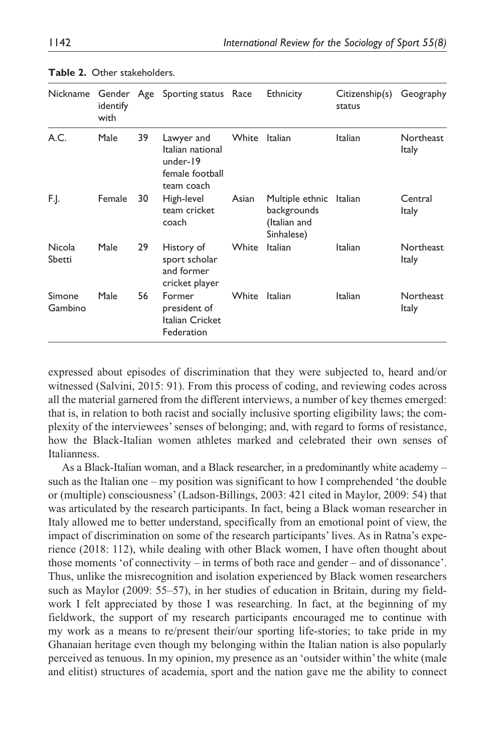**Table 2.** Other stakeholders.

| Nickname | Gender identify with | Age | Sporting status | Race | Ethnicity | Citizenship(s) status | Geography |
|---|---|---|---|---|---|---|---|
| A.C. | Male | 39 | Lawyer and Italian national under-19 female football team coach | White | Italian | Italian | Northeast Italy |
| F.J. | Female | 30 | High-level team cricket coach | Asian | Multiple ethnic backgrounds (Italian and Sinhalese) | Italian | Central Italy |
| Nicola Sbetti | Male | 29 | History of sport scholar and former cricket player | White | Italian | Italian | Northeast Italy |
| Simone Gambino | Male | 56 | Former president of Italian Cricket Federation | White | Italian | Italian | Northeast Italy |

expressed about episodes of discrimination that they were subjected to, heard and/or witnessed (Salvini, 2015: 91). From this process of coding, and reviewing codes across all the material garnered from the different interviews, a number of key themes emerged: that is, in relation to both racist and socially inclusive sporting eligibility laws; the complexity of the interviewees' senses of belonging; and, with regard to forms of resistance, how the Black-Italian women athletes marked and celebrated their own senses of Italianness.

As a Black-Italian woman, and a Black researcher, in a predominantly white academy – such as the Italian one – my position was significant to how I comprehended 'the double or (multiple) consciousness' (Ladson-Billings, 2003: 421 cited in Maylor, 2009: 54) that was articulated by the research participants. In fact, being a Black woman researcher in Italy allowed me to better understand, specifically from an emotional point of view, the impact of discrimination on some of the research participants' lives. As in Ratna's experience (2018: 112), while dealing with other Black women, I have often thought about those moments 'of connectivity – in terms of both race and gender – and of dissonance'. Thus, unlike the misrecognition and isolation experienced by Black women researchers such as Maylor (2009: 55–57), in her studies of education in Britain, during my fieldwork I felt appreciated by those I was researching. In fact, at the beginning of my fieldwork, the support of my research participants encouraged me to continue with my work as a means to re/present their/our sporting life-stories; to take pride in my Ghanaian heritage even though my belonging within the Italian nation is also popularly perceived as tenuous. In my opinion, my presence as an 'outsider within' the white (male and elitist) structures of academia, sport and the nation gave me the ability to connect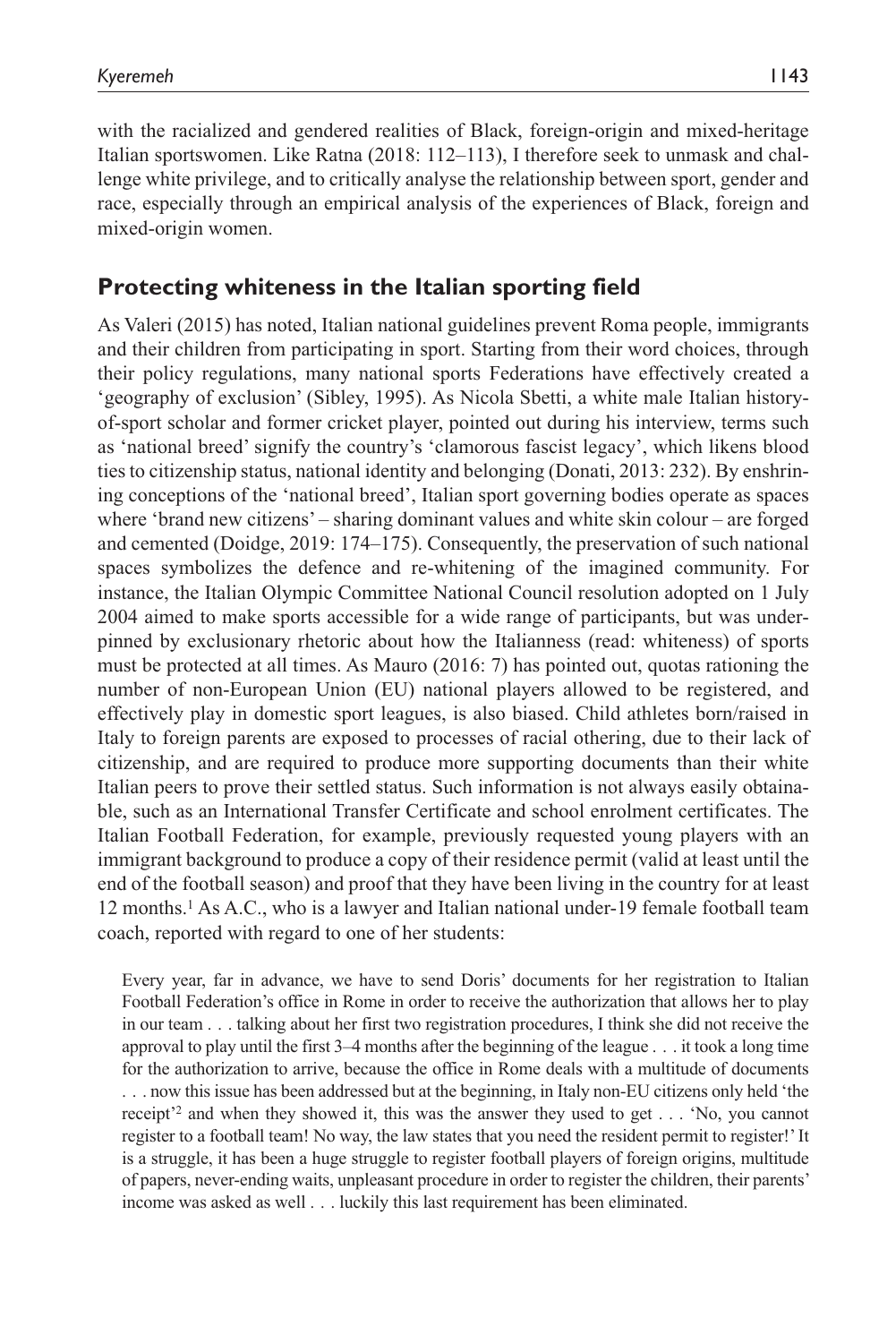with the racialized and gendered realities of Black, foreign-origin and mixed-heritage Italian sportswomen. Like Ratna (2018: 112–113), I therefore seek to unmask and challenge white privilege, and to critically analyse the relationship between sport, gender and race, especially through an empirical analysis of the experiences of Black, foreign and mixed-origin women.

## Protecting whiteness in the Italian sporting field

As Valeri (2015) has noted, Italian national guidelines prevent Roma people, immigrants and their children from participating in sport. Starting from their word choices, through their policy regulations, many national sports Federations have effectively created a 'geography of exclusion' (Sibley, 1995). As Nicola Sbetti, a white male Italian history-of-sport scholar and former cricket player, pointed out during his interview, terms such as 'national breed' signify the country's 'clamorous fascist legacy', which likens blood ties to citizenship status, national identity and belonging (Donati, 2013: 232). By enshrining conceptions of the 'national breed', Italian sport governing bodies operate as spaces where 'brand new citizens' – sharing dominant values and white skin colour – are forged and cemented (Doidge, 2019: 174–175). Consequently, the preservation of such national spaces symbolizes the defence and re-whitening of the imagined community. For instance, the Italian Olympic Committee National Council resolution adopted on 1 July 2004 aimed to make sports accessible for a wide range of participants, but was underpinned by exclusionary rhetoric about how the Italianness (read: whiteness) of sports must be protected at all times. As Mauro (2016: 7) has pointed out, quotas rationing the number of non-European Union (EU) national players allowed to be registered, and effectively play in domestic sport leagues, is also biased. Child athletes born/raised in Italy to foreign parents are exposed to processes of racial othering, due to their lack of citizenship, and are required to produce more supporting documents than their white Italian peers to prove their settled status. Such information is not always easily obtainable, such as an International Transfer Certificate and school enrolment certificates. The Italian Football Federation, for example, previously requested young players with an immigrant background to produce a copy of their residence permit (valid at least until the end of the football season) and proof that they have been living in the country for at least 12 months.[1] As A.C., who is a lawyer and Italian national under-19 female football team coach, reported with regard to one of her students:

> Every year, far in advance, we have to send Doris' documents for her registration to Italian Football Federation's office in Rome in order to receive the authorization that allows her to play in our team . . . talking about her first two registration procedures, I think she did not receive the approval to play until the first 3–4 months after the beginning of the league . . . it took a long time for the authorization to arrive, because the office in Rome deals with a multitude of documents . . . now this issue has been addressed but at the beginning, in Italy non-EU citizens only held 'the receipt'[2] and when they showed it, this was the answer they used to get . . . 'No, you cannot register to a football team! No way, the law states that you need the resident permit to register!' It is a struggle, it has been a huge struggle to register football players of foreign origins, multitude of papers, never-ending waits, unpleasant procedure in order to register the children, their parents' income was asked as well . . . luckily this last requirement has been eliminated.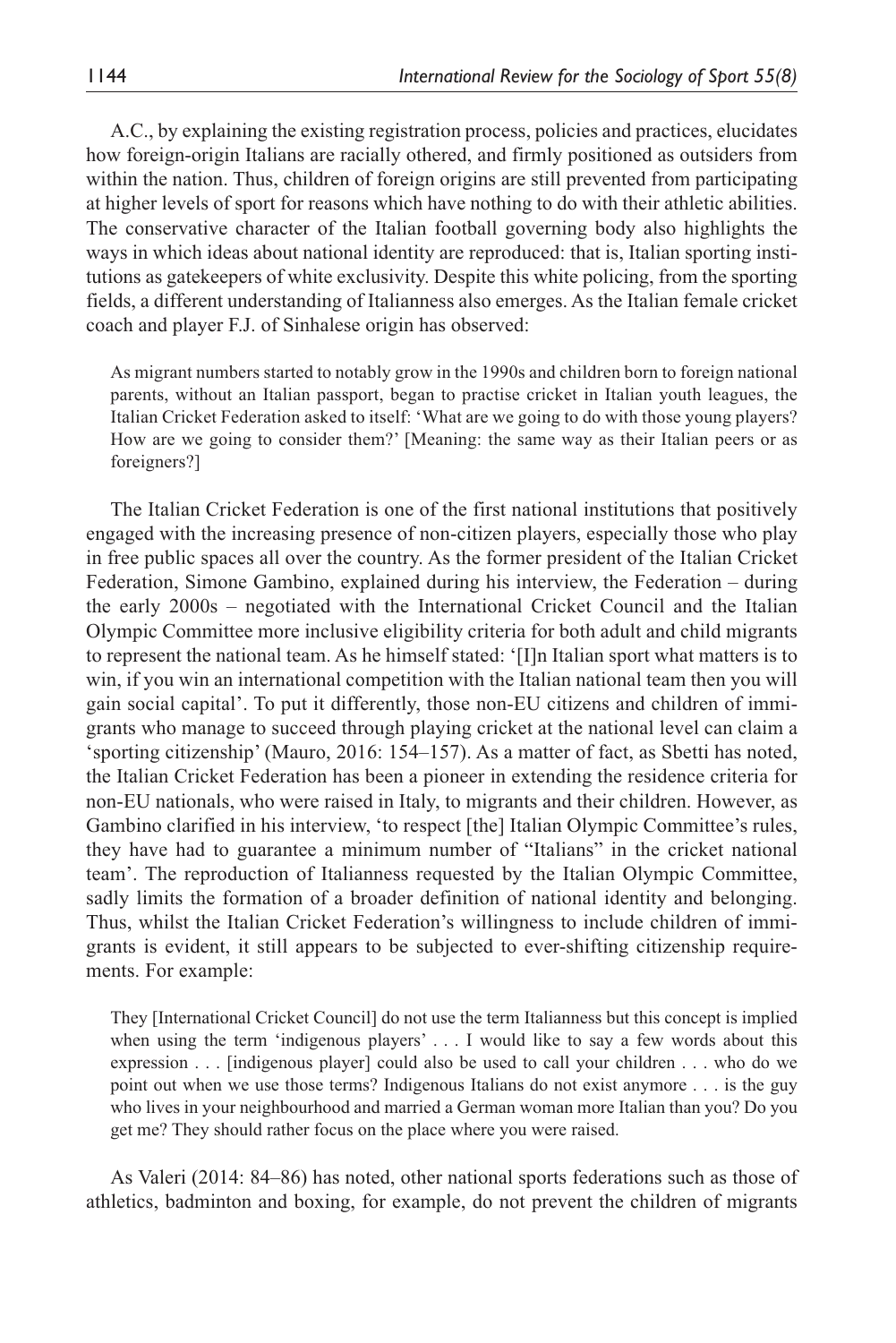A.C., by explaining the existing registration process, policies and practices, elucidates how foreign-origin Italians are racially othered, and firmly positioned as outsiders from within the nation. Thus, children of foreign origins are still prevented from participating at higher levels of sport for reasons which have nothing to do with their athletic abilities. The conservative character of the Italian football governing body also highlights the ways in which ideas about national identity are reproduced: that is, Italian sporting institutions as gatekeepers of white exclusivity. Despite this white policing, from the sporting fields, a different understanding of Italianness also emerges. As the Italian female cricket coach and player F.J. of Sinhalese origin has observed:

> As migrant numbers started to notably grow in the 1990s and children born to foreign national parents, without an Italian passport, began to practise cricket in Italian youth leagues, the Italian Cricket Federation asked to itself: 'What are we going to do with those young players? How are we going to consider them?' [Meaning: the same way as their Italian peers or as foreigners?]

The Italian Cricket Federation is one of the first national institutions that positively engaged with the increasing presence of non-citizen players, especially those who play in free public spaces all over the country. As the former president of the Italian Cricket Federation, Simone Gambino, explained during his interview, the Federation – during the early 2000s – negotiated with the International Cricket Council and the Italian Olympic Committee more inclusive eligibility criteria for both adult and child migrants to represent the national team. As he himself stated: '[I]n Italian sport what matters is to win, if you win an international competition with the Italian national team then you will gain social capital'. To put it differently, those non-EU citizens and children of immigrants who manage to succeed through playing cricket at the national level can claim a 'sporting citizenship' (Mauro, 2016: 154–157). As a matter of fact, as Sbetti has noted, the Italian Cricket Federation has been a pioneer in extending the residence criteria for non-EU nationals, who were raised in Italy, to migrants and their children. However, as Gambino clarified in his interview, 'to respect [the] Italian Olympic Committee's rules, they have had to guarantee a minimum number of "Italians" in the cricket national team'. The reproduction of Italianness requested by the Italian Olympic Committee, sadly limits the formation of a broader definition of national identity and belonging. Thus, whilst the Italian Cricket Federation's willingness to include children of immigrants is evident, it still appears to be subjected to ever-shifting citizenship requirements. For example:

> They [International Cricket Council] do not use the term Italianness but this concept is implied when using the term 'indigenous players' . . . I would like to say a few words about this expression . . . [indigenous player] could also be used to call your children . . . who do we point out when we use those terms? Indigenous Italians do not exist anymore . . . is the guy who lives in your neighbourhood and married a German woman more Italian than you? Do you get me? They should rather focus on the place where you were raised.

As Valeri (2014: 84–86) has noted, other national sports federations such as those of athletics, badminton and boxing, for example, do not prevent the children of migrants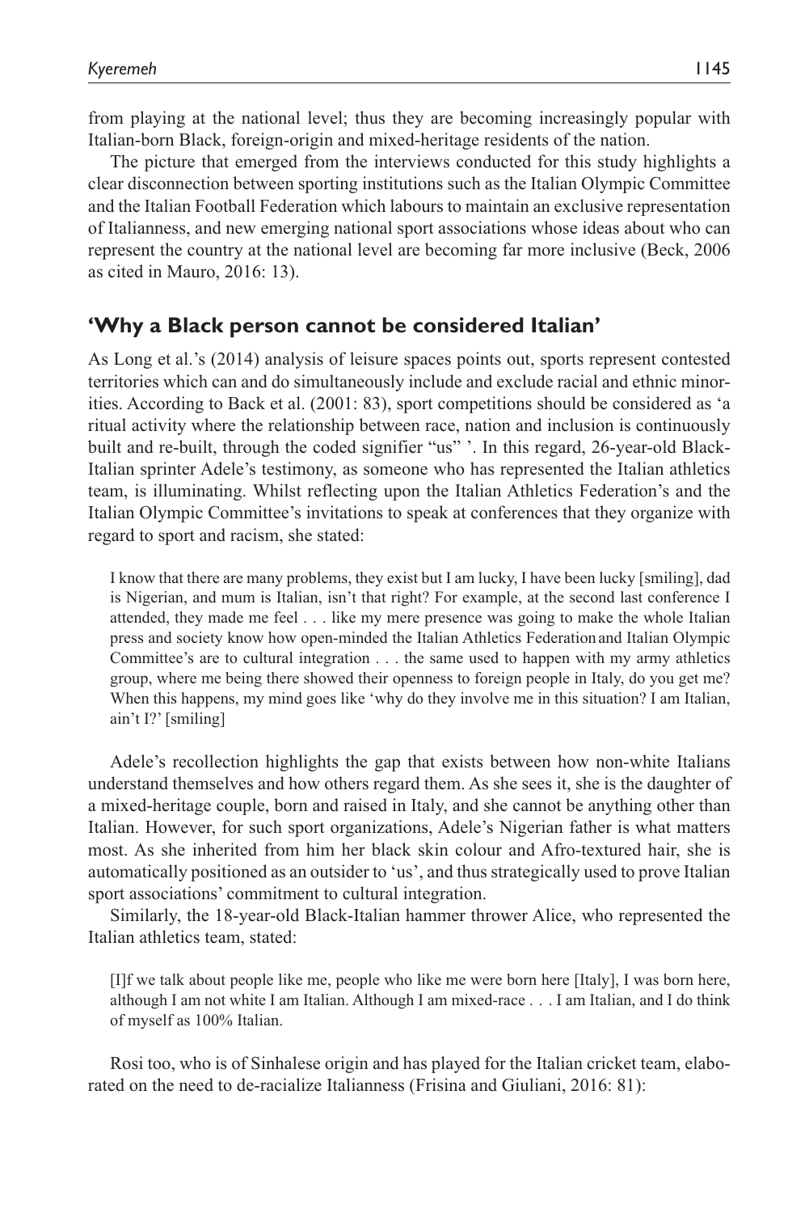from playing at the national level; thus they are becoming increasingly popular with Italian-born Black, foreign-origin and mixed-heritage residents of the nation.

The picture that emerged from the interviews conducted for this study highlights a clear disconnection between sporting institutions such as the Italian Olympic Committee and the Italian Football Federation which labours to maintain an exclusive representation of Italianness, and new emerging national sport associations whose ideas about who can represent the country at the national level are becoming far more inclusive (Beck, 2006 as cited in Mauro, 2016: 13).

## 'Why a Black person cannot be considered Italian'

As Long et al.'s (2014) analysis of leisure spaces points out, sports represent contested territories which can and do simultaneously include and exclude racial and ethnic minorities. According to Back et al. (2001: 83), sport competitions should be considered as 'a ritual activity where the relationship between race, nation and inclusion is continuously built and re-built, through the coded signifier "us" '. In this regard, 26-year-old Black-Italian sprinter Adele's testimony, as someone who has represented the Italian athletics team, is illuminating. Whilst reflecting upon the Italian Athletics Federation's and the Italian Olympic Committee's invitations to speak at conferences that they organize with regard to sport and racism, she stated:

> I know that there are many problems, they exist but I am lucky, I have been lucky [smiling], dad is Nigerian, and mum is Italian, isn't that right? For example, at the second last conference I attended, they made me feel . . . like my mere presence was going to make the whole Italian press and society know how open-minded the Italian Athletics Federation and Italian Olympic Committee's are to cultural integration . . . the same used to happen with my army athletics group, where me being there showed their openness to foreign people in Italy, do you get me? When this happens, my mind goes like 'why do they involve me in this situation? I am Italian, ain't I?' [smiling]

Adele's recollection highlights the gap that exists between how non-white Italians understand themselves and how others regard them. As she sees it, she is the daughter of a mixed-heritage couple, born and raised in Italy, and she cannot be anything other than Italian. However, for such sport organizations, Adele's Nigerian father is what matters most. As she inherited from him her black skin colour and Afro-textured hair, she is automatically positioned as an outsider to 'us', and thus strategically used to prove Italian sport associations' commitment to cultural integration.

Similarly, the 18-year-old Black-Italian hammer thrower Alice, who represented the Italian athletics team, stated:

> [I]f we talk about people like me, people who like me were born here [Italy], I was born here, although I am not white I am Italian. Although I am mixed-race . . . I am Italian, and I do think of myself as 100% Italian.

Rosi too, who is of Sinhalese origin and has played for the Italian cricket team, elaborated on the need to de-racialize Italianness (Frisina and Giuliani, 2016: 81):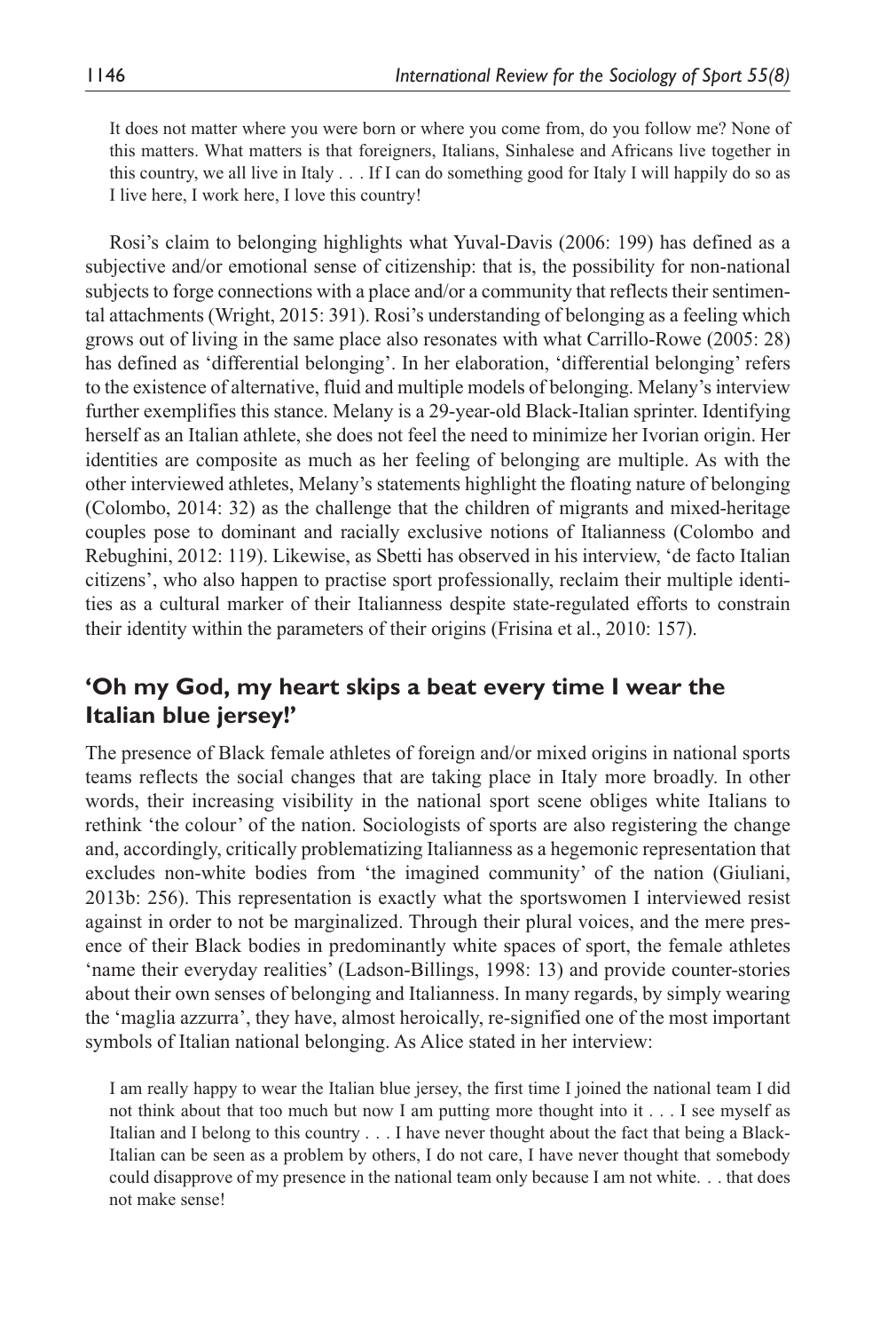> It does not matter where you were born or where you come from, do you follow me? None of this matters. What matters is that foreigners, Italians, Sinhalese and Africans live together in this country, we all live in Italy . . . If I can do something good for Italy I will happily do so as I live here, I work here, I love this country!

Rosi's claim to belonging highlights what Yuval-Davis (2006: 199) has defined as a subjective and/or emotional sense of citizenship: that is, the possibility for non-national subjects to forge connections with a place and/or a community that reflects their sentimental attachments (Wright, 2015: 391). Rosi's understanding of belonging as a feeling which grows out of living in the same place also resonates with what Carrillo-Rowe (2005: 28) has defined as 'differential belonging'. In her elaboration, 'differential belonging' refers to the existence of alternative, fluid and multiple models of belonging. Melany's interview further exemplifies this stance. Melany is a 29-year-old Black-Italian sprinter. Identifying herself as an Italian athlete, she does not feel the need to minimize her Ivorian origin. Her identities are composite as much as her feeling of belonging are multiple. As with the other interviewed athletes, Melany's statements highlight the floating nature of belonging (Colombo, 2014: 32) as the challenge that the children of migrants and mixed-heritage couples pose to dominant and racially exclusive notions of Italianness (Colombo and Rebughini, 2012: 119). Likewise, as Sbetti has observed in his interview, 'de facto Italian citizens', who also happen to practise sport professionally, reclaim their multiple identities as a cultural marker of their Italianness despite state-regulated efforts to constrain their identity within the parameters of their origins (Frisina et al., 2010: 157).

## 'Oh my God, my heart skips a beat every time I wear the Italian blue jersey!'

The presence of Black female athletes of foreign and/or mixed origins in national sports teams reflects the social changes that are taking place in Italy more broadly. In other words, their increasing visibility in the national sport scene obliges white Italians to rethink 'the colour' of the nation. Sociologists of sports are also registering the change and, accordingly, critically problematizing Italianness as a hegemonic representation that excludes non-white bodies from 'the imagined community' of the nation (Giuliani, 2013b: 256). This representation is exactly what the sportswomen I interviewed resist against in order to not be marginalized. Through their plural voices, and the mere presence of their Black bodies in predominantly white spaces of sport, the female athletes 'name their everyday realities' (Ladson-Billings, 1998: 13) and provide counter-stories about their own senses of belonging and Italianness. In many regards, by simply wearing the 'maglia azzurra', they have, almost heroically, re-signified one of the most important symbols of Italian national belonging. As Alice stated in her interview:

> I am really happy to wear the Italian blue jersey, the first time I joined the national team I did not think about that too much but now I am putting more thought into it . . . I see myself as Italian and I belong to this country . . . I have never thought about the fact that being a Black-Italian can be seen as a problem by others, I do not care, I have never thought that somebody could disapprove of my presence in the national team only because I am not white. . . that does not make sense!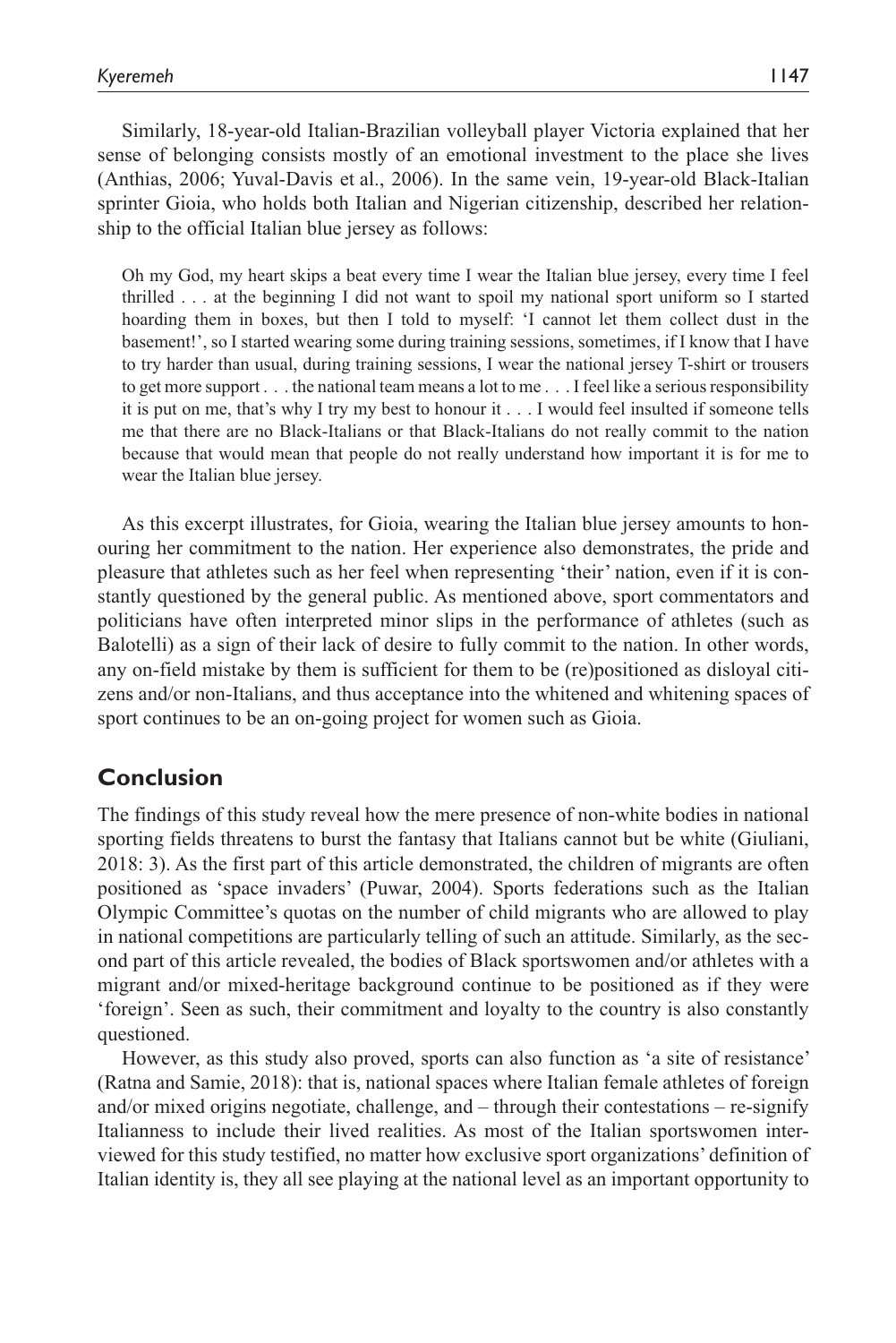Similarly, 18-year-old Italian-Brazilian volleyball player Victoria explained that her sense of belonging consists mostly of an emotional investment to the place she lives (Anthias, 2006; Yuval-Davis et al., 2006). In the same vein, 19-year-old Black-Italian sprinter Gioia, who holds both Italian and Nigerian citizenship, described her relationship to the official Italian blue jersey as follows:

> Oh my God, my heart skips a beat every time I wear the Italian blue jersey, every time I feel thrilled . . . at the beginning I did not want to spoil my national sport uniform so I started hoarding them in boxes, but then I told to myself: 'I cannot let them collect dust in the basement!', so I started wearing some during training sessions, sometimes, if I know that I have to try harder than usual, during training sessions, I wear the national jersey T-shirt or trousers to get more support . . . the national team means a lot to me . . . I feel like a serious responsibility it is put on me, that's why I try my best to honour it . . . I would feel insulted if someone tells me that there are no Black-Italians or that Black-Italians do not really commit to the nation because that would mean that people do not really understand how important it is for me to wear the Italian blue jersey.

As this excerpt illustrates, for Gioia, wearing the Italian blue jersey amounts to honouring her commitment to the nation. Her experience also demonstrates, the pride and pleasure that athletes such as her feel when representing 'their' nation, even if it is constantly questioned by the general public. As mentioned above, sport commentators and politicians have often interpreted minor slips in the performance of athletes (such as Balotelli) as a sign of their lack of desire to fully commit to the nation. In other words, any on-field mistake by them is sufficient for them to be (re)positioned as disloyal citizens and/or non-Italians, and thus acceptance into the whitened and whitening spaces of sport continues to be an on-going project for women such as Gioia.

## Conclusion

The findings of this study reveal how the mere presence of non-white bodies in national sporting fields threatens to burst the fantasy that Italians cannot but be white (Giuliani, 2018: 3). As the first part of this article demonstrated, the children of migrants are often positioned as 'space invaders' (Puwar, 2004). Sports federations such as the Italian Olympic Committee's quotas on the number of child migrants who are allowed to play in national competitions are particularly telling of such an attitude. Similarly, as the second part of this article revealed, the bodies of Black sportswomen and/or athletes with a migrant and/or mixed-heritage background continue to be positioned as if they were 'foreign'. Seen as such, their commitment and loyalty to the country is also constantly questioned.

However, as this study also proved, sports can also function as 'a site of resistance' (Ratna and Samie, 2018): that is, national spaces where Italian female athletes of foreign and/or mixed origins negotiate, challenge, and – through their contestations – re-signify Italianness to include their lived realities. As most of the Italian sportswomen interviewed for this study testified, no matter how exclusive sport organizations' definition of Italian identity is, they all see playing at the national level as an important opportunity to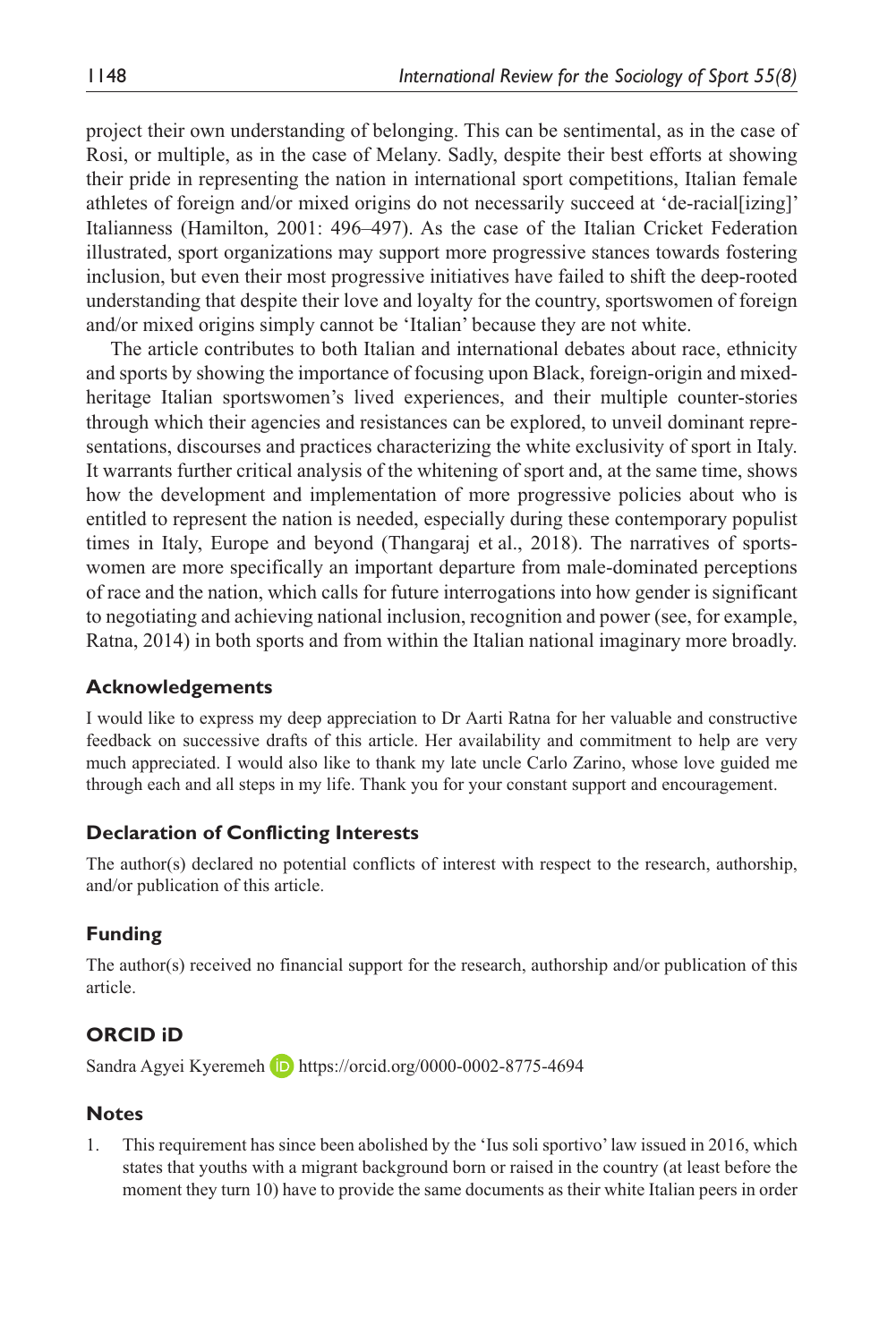project their own understanding of belonging. This can be sentimental, as in the case of Rosi, or multiple, as in the case of Melany. Sadly, despite their best efforts at showing their pride in representing the nation in international sport competitions, Italian female athletes of foreign and/or mixed origins do not necessarily succeed at 'de-racial[izing]' Italianness (Hamilton, 2001: 496–497). As the case of the Italian Cricket Federation illustrated, sport organizations may support more progressive stances towards fostering inclusion, but even their most progressive initiatives have failed to shift the deep-rooted understanding that despite their love and loyalty for the country, sportswomen of foreign and/or mixed origins simply cannot be 'Italian' because they are not white.

The article contributes to both Italian and international debates about race, ethnicity and sports by showing the importance of focusing upon Black, foreign-origin and mixed-heritage Italian sportswomen's lived experiences, and their multiple counter-stories through which their agencies and resistances can be explored, to unveil dominant representations, discourses and practices characterizing the white exclusivity of sport in Italy. It warrants further critical analysis of the whitening of sport and, at the same time, shows how the development and implementation of more progressive policies about who is entitled to represent the nation is needed, especially during these contemporary populist times in Italy, Europe and beyond (Thangaraj et al., 2018). The narratives of sportswomen are more specifically an important departure from male-dominated perceptions of race and the nation, which calls for future interrogations into how gender is significant to negotiating and achieving national inclusion, recognition and power (see, for example, Ratna, 2014) in both sports and from within the Italian national imaginary more broadly.

## Acknowledgements

I would like to express my deep appreciation to Dr Aarti Ratna for her valuable and constructive feedback on successive drafts of this article. Her availability and commitment to help are very much appreciated. I would also like to thank my late uncle Carlo Zarino, whose love guided me through each and all steps in my life. Thank you for your constant support and encouragement.

## Declaration of Conflicting Interests

The author(s) declared no potential conflicts of interest with respect to the research, authorship, and/or publication of this article.

## Funding

The author(s) received no financial support for the research, authorship and/or publication of this article.

## ORCID iD

Sandra Agyei Kyeremeh https://orcid.org/0000-0002-8775-4694

## Notes

1. This requirement has since been abolished by the 'Ius soli sportivo' law issued in 2016, which states that youths with a migrant background born or raised in the country (at least before the moment they turn 10) have to provide the same documents as their white Italian peers in order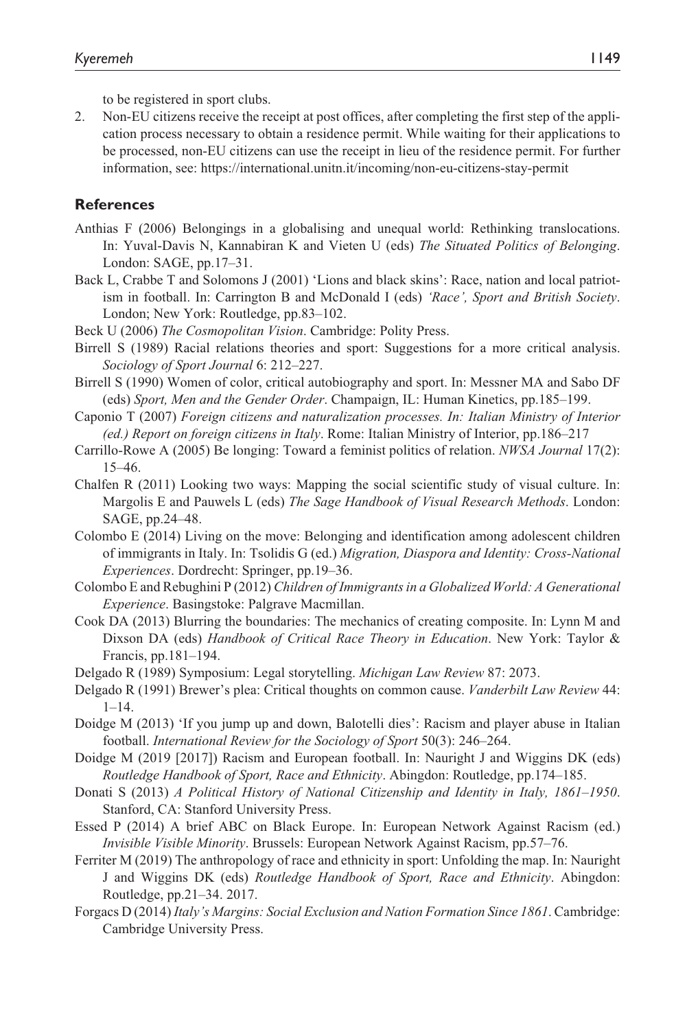to be registered in sport clubs.

2. Non-EU citizens receive the receipt at post offices, after completing the first step of the application process necessary to obtain a residence permit. While waiting for their applications to be processed, non-EU citizens can use the receipt in lieu of the residence permit. For further information, see: https://international.unitn.it/incoming/non-eu-citizens-stay-permit

## References

Anthias F (2006) Belongings in a globalising and unequal world: Rethinking translocations. In: Yuval-Davis N, Kannabiran K and Vieten U (eds) *The Situated Politics of Belonging*. London: SAGE, pp.17–31.

Back L, Crabbe T and Solomons J (2001) 'Lions and black skins': Race, nation and local patriotism in football. In: Carrington B and McDonald I (eds) *'Race', Sport and British Society*. London; New York: Routledge, pp.83–102.

Beck U (2006) *The Cosmopolitan Vision*. Cambridge: Polity Press.

Birrell S (1989) Racial relations theories and sport: Suggestions for a more critical analysis. *Sociology of Sport Journal* 6: 212–227.

Birrell S (1990) Women of color, critical autobiography and sport. In: Messner MA and Sabo DF (eds) *Sport, Men and the Gender Order*. Champaign, IL: Human Kinetics, pp.185–199.

Caponio T (2007) *Foreign citizens and naturalization processes. In: Italian Ministry of Interior (ed.) Report on foreign citizens in Italy*. Rome: Italian Ministry of Interior, pp.186–217

Carrillo-Rowe A (2005) Be longing: Toward a feminist politics of relation. *NWSA Journal* 17(2): 15–46.

Chalfen R (2011) Looking two ways: Mapping the social scientific study of visual culture. In: Margolis E and Pauwels L (eds) *The Sage Handbook of Visual Research Methods*. London: SAGE, pp.24–48.

Colombo E (2014) Living on the move: Belonging and identification among adolescent children of immigrants in Italy. In: Tsolidis G (ed.) *Migration, Diaspora and Identity: Cross-National Experiences*. Dordrecht: Springer, pp.19–36.

Colombo E and Rebughini P (2012) *Children of Immigrants in a Globalized World: A Generational Experience*. Basingstoke: Palgrave Macmillan.

Cook DA (2013) Blurring the boundaries: The mechanics of creating composite. In: Lynn M and Dixson DA (eds) *Handbook of Critical Race Theory in Education*. New York: Taylor & Francis, pp.181–194.

Delgado R (1989) Symposium: Legal storytelling. *Michigan Law Review* 87: 2073.

Delgado R (1991) Brewer's plea: Critical thoughts on common cause. *Vanderbilt Law Review* 44: 1–14.

Doidge M (2013) 'If you jump up and down, Balotelli dies': Racism and player abuse in Italian football. *International Review for the Sociology of Sport* 50(3): 246–264.

Doidge M (2019 [2017]) Racism and European football. In: Nauright J and Wiggins DK (eds) *Routledge Handbook of Sport, Race and Ethnicity*. Abingdon: Routledge, pp.174–185.

Donati S (2013) *A Political History of National Citizenship and Identity in Italy, 1861–1950*. Stanford, CA: Stanford University Press.

Essed P (2014) A brief ABC on Black Europe. In: European Network Against Racism (ed.) *Invisible Visible Minority*. Brussels: European Network Against Racism, pp.57–76.

Ferriter M (2019) The anthropology of race and ethnicity in sport: Unfolding the map. In: Nauright J and Wiggins DK (eds) *Routledge Handbook of Sport, Race and Ethnicity*. Abingdon: Routledge, pp.21–34. 2017.

Forgacs D (2014) *Italy's Margins: Social Exclusion and Nation Formation Since 1861*. Cambridge: Cambridge University Press.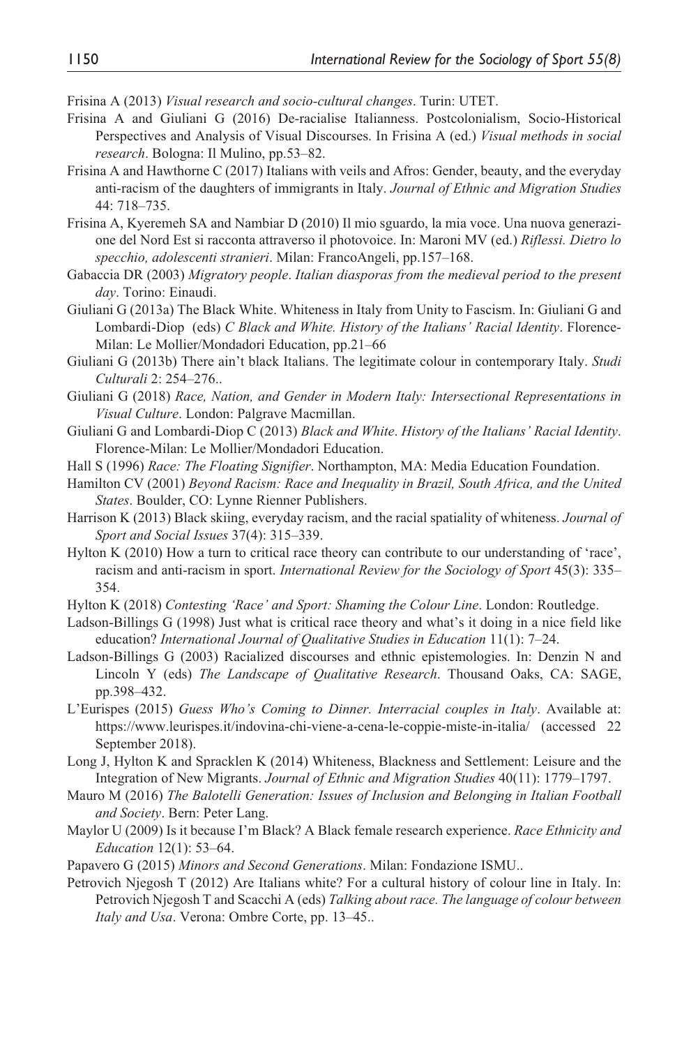Frisina A (2013) *Visual research and socio-cultural changes*. Turin: UTET.

Frisina A and Giuliani G (2016) De-racialise Italianness. Postcolonialism, Socio-Historical Perspectives and Analysis of Visual Discourses. In Frisina A (ed.) *Visual methods in social research*. Bologna: Il Mulino, pp.53–82.

Frisina A and Hawthorne C (2017) Italians with veils and Afros: Gender, beauty, and the everyday anti-racism of the daughters of immigrants in Italy. *Journal of Ethnic and Migration Studies* 44: 718–735.

Frisina A, Kyeremeh SA and Nambiar D (2010) Il mio sguardo, la mia voce. Una nuova generazione del Nord Est si racconta attraverso il photovoice. In: Maroni MV (ed.) *Riflessi. Dietro lo specchio, adolescenti stranieri*. Milan: FrancoAngeli, pp.157–168.

Gabaccia DR (2003) *Migratory people*. *Italian diasporas from the medieval period to the present day*. Torino: Einaudi.

Giuliani G (2013a) The Black White. Whiteness in Italy from Unity to Fascism. In: Giuliani G and Lombardi-Diop (eds) *C Black and White. History of the Italians' Racial Identity*. Florence-Milan: Le Mollier/Mondadori Education, pp.21–66

Giuliani G (2013b) There ain't black Italians. The legitimate colour in contemporary Italy. *Studi Culturali* 2: 254–276..

Giuliani G (2018) *Race, Nation, and Gender in Modern Italy: Intersectional Representations in Visual Culture*. London: Palgrave Macmillan.

Giuliani G and Lombardi-Diop C (2013) *Black and White*. *History of the Italians' Racial Identity*. Florence-Milan: Le Mollier/Mondadori Education.

Hall S (1996) *Race: The Floating Signifier*. Northampton, MA: Media Education Foundation.

Hamilton CV (2001) *Beyond Racism: Race and Inequality in Brazil, South Africa, and the United States*. Boulder, CO: Lynne Rienner Publishers.

Harrison K (2013) Black skiing, everyday racism, and the racial spatiality of whiteness. *Journal of Sport and Social Issues* 37(4): 315–339.

Hylton K (2010) How a turn to critical race theory can contribute to our understanding of 'race', racism and anti-racism in sport. *International Review for the Sociology of Sport* 45(3): 335–354.

Hylton K (2018) *Contesting 'Race' and Sport: Shaming the Colour Line*. London: Routledge.

Ladson-Billings G (1998) Just what is critical race theory and what's it doing in a nice field like education? *International Journal of Qualitative Studies in Education* 11(1): 7–24.

Ladson-Billings G (2003) Racialized discourses and ethnic epistemologies. In: Denzin N and Lincoln Y (eds) *The Landscape of Qualitative Research*. Thousand Oaks, CA: SAGE, pp.398–432.

L'Eurispes (2015) *Guess Who's Coming to Dinner. Interracial couples in Italy*. Available at: https://www.leurispes.it/indovina-chi-viene-a-cena-le-coppie-miste-in-italia/ (accessed 22 September 2018).

Long J, Hylton K and Spracklen K (2014) Whiteness, Blackness and Settlement: Leisure and the Integration of New Migrants. *Journal of Ethnic and Migration Studies* 40(11): 1779–1797.

Mauro M (2016) *The Balotelli Generation: Issues of Inclusion and Belonging in Italian Football and Society*. Bern: Peter Lang.

Maylor U (2009) Is it because I'm Black? A Black female research experience. *Race Ethnicity and Education* 12(1): 53–64.

Papavero G (2015) *Minors and Second Generations*. Milan: Fondazione ISMU..

Petrovich Njegosh T (2012) Are Italians white? For a cultural history of colour line in Italy. In: Petrovich Njegosh T and Scacchi A (eds) *Talking about race. The language of colour between Italy and Usa*. Verona: Ombre Corte, pp. 13–45..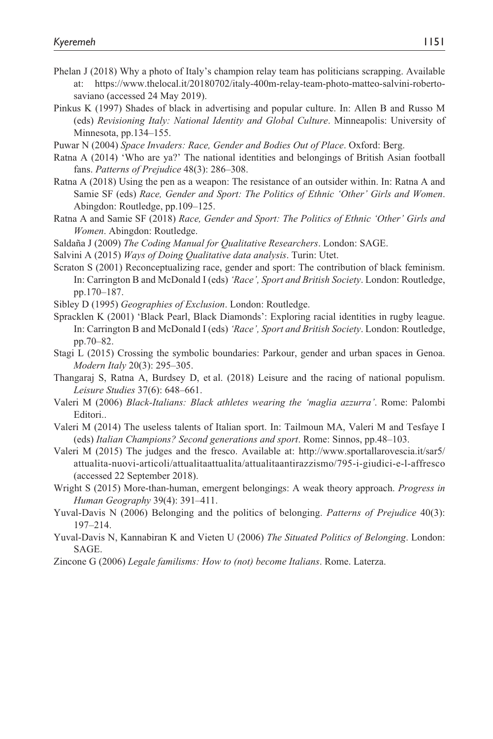Phelan J (2018) Why a photo of Italy's champion relay team has politicians scrapping. Available at: https://www.thelocal.it/20180702/italy-400m-relay-team-photo-matteo-salvini-roberto-saviano (accessed 24 May 2019).

Pinkus K (1997) Shades of black in advertising and popular culture. In: Allen B and Russo M (eds) *Revisioning Italy: National Identity and Global Culture*. Minneapolis: University of Minnesota, pp.134–155.

Puwar N (2004) *Space Invaders: Race, Gender and Bodies Out of Place*. Oxford: Berg.

Ratna A (2014) 'Who are ya?' The national identities and belongings of British Asian football fans. *Patterns of Prejudice* 48(3): 286–308.

Ratna A (2018) Using the pen as a weapon: The resistance of an outsider within. In: Ratna A and Samie SF (eds) *Race, Gender and Sport: The Politics of Ethnic 'Other' Girls and Women*. Abingdon: Routledge, pp.109–125.

Ratna A and Samie SF (2018) *Race, Gender and Sport: The Politics of Ethnic 'Other' Girls and Women*. Abingdon: Routledge.

Saldaña J (2009) *The Coding Manual for Qualitative Researchers*. London: SAGE.

Salvini A (2015) *Ways of Doing Qualitative data analysis*. Turin: Utet.

Scraton S (2001) Reconceptualizing race, gender and sport: The contribution of black feminism. In: Carrington B and McDonald I (eds) *'Race', Sport and British Society*. London: Routledge, pp.170–187.

Sibley D (1995) *Geographies of Exclusion*. London: Routledge.

Spracklen K (2001) 'Black Pearl, Black Diamonds': Exploring racial identities in rugby league. In: Carrington B and McDonald I (eds) *'Race', Sport and British Society*. London: Routledge, pp.70–82.

Stagi L (2015) Crossing the symbolic boundaries: Parkour, gender and urban spaces in Genoa. *Modern Italy* 20(3): 295–305.

Thangaraj S, Ratna A, Burdsey D, et al. (2018) Leisure and the racing of national populism. *Leisure Studies* 37(6): 648–661.

Valeri M (2006) *Black-Italians: Black athletes wearing the 'maglia azzurra'*. Rome: Palombi Editori..

Valeri M (2014) The useless talents of Italian sport. In: Tailmoun MA, Valeri M and Tesfaye I (eds) *Italian Champions? Second generations and sport*. Rome: Sinnos, pp.48–103.

Valeri M (2015) The judges and the fresco. Available at: http://www.sportallarovescia.it/sar5/attualita-nuovi-articoli/attualitaattualita/attualitaantirazzismo/795-i-giudici-e-l-affresco (accessed 22 September 2018).

Wright S (2015) More-than-human, emergent belongings: A weak theory approach. *Progress in Human Geography* 39(4): 391–411.

Yuval-Davis N (2006) Belonging and the politics of belonging. *Patterns of Prejudice* 40(3): 197–214.

Yuval-Davis N, Kannabiran K and Vieten U (2006) *The Situated Politics of Belonging*. London: SAGE.

Zincone G (2006) *Legale familisms: How to (not) become Italians*. Rome. Laterza.